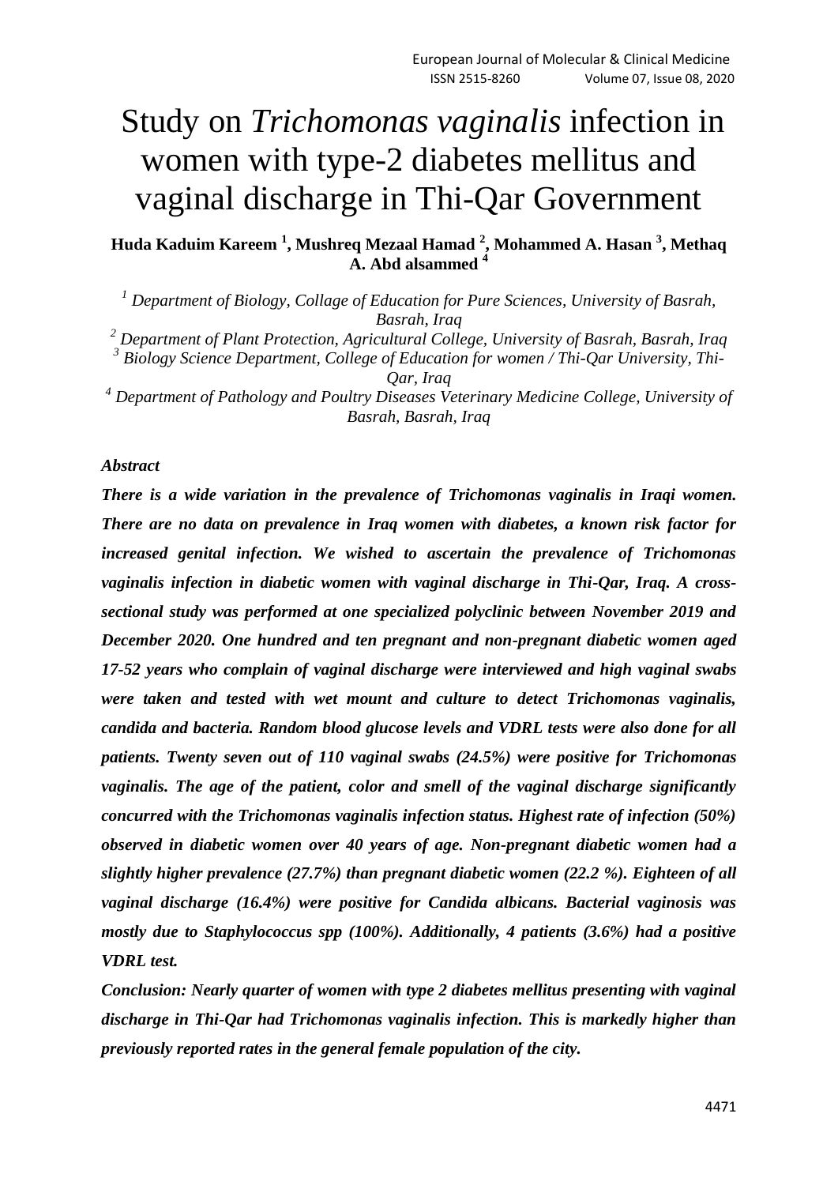# Study on *Trichomonas vaginalis* infection in women with type-2 diabetes mellitus and vaginal discharge in Thi-Qar Government

**Huda Kaduim Kareem [1], Mushreq Mezaal Hamad [2], Mohammed A. Hasan [3], Methaq A. Abd alsammed [4]**

*[1] Department of Biology, Collage of Education for Pure Sciences, University of Basrah, Basrah, Iraq*
*[2] Department of Plant Protection, Agricultural College, University of Basrah, Basrah, Iraq*
*[3] Biology Science Department, College of Education for women / Thi-Qar University, Thi-Qar, Iraq*
*[4] Department of Pathology and Poultry Diseases Veterinary Medicine College, University of Basrah, Basrah, Iraq*

### *Abstract*

***There is a wide variation in the prevalence of Trichomonas vaginalis in Iraqi women. There are no data on prevalence in Iraq women with diabetes, a known risk factor for increased genital infection. We wished to ascertain the prevalence of Trichomonas vaginalis infection in diabetic women with vaginal discharge in Thi-Qar, Iraq. A cross-sectional study was performed at one specialized polyclinic between November 2019 and December 2020. One hundred and ten pregnant and non-pregnant diabetic women aged 17-52 years who complain of vaginal discharge were interviewed and high vaginal swabs were taken and tested with wet mount and culture to detect Trichomonas vaginalis, candida and bacteria. Random blood glucose levels and VDRL tests were also done for all patients. Twenty seven out of 110 vaginal swabs (24.5%) were positive for Trichomonas vaginalis. The age of the patient, color and smell of the vaginal discharge significantly concurred with the Trichomonas vaginalis infection status. Highest rate of infection (50%) observed in diabetic women over 40 years of age. Non-pregnant diabetic women had a slightly higher prevalence (27.7%) than pregnant diabetic women (22.2 %). Eighteen of all vaginal discharge (16.4%) were positive for Candida albicans. Bacterial vaginosis was mostly due to Staphylococcus spp (100%). Additionally, 4 patients (3.6%) had a positive VDRL test.***

***Conclusion: Nearly quarter of women with type 2 diabetes mellitus presenting with vaginal discharge in Thi-Qar had Trichomonas vaginalis infection. This is markedly higher than previously reported rates in the general female population of the city.***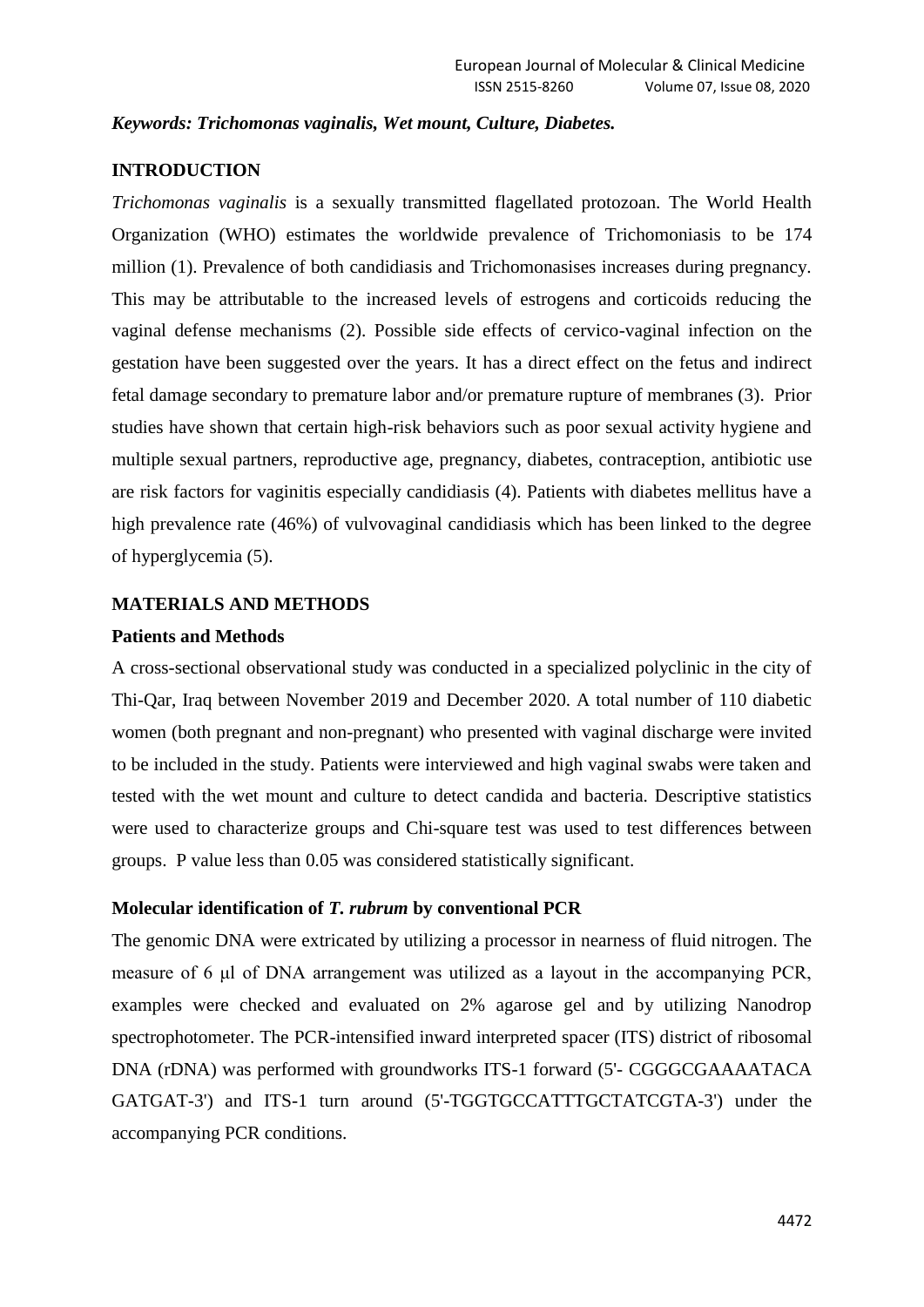***Keywords: Trichomonas vaginalis, Wet mount, Culture, Diabetes.***

## INTRODUCTION

*Trichomonas vaginalis* is a sexually transmitted flagellated protozoan. The World Health Organization (WHO) estimates the worldwide prevalence of Trichomoniasis to be 174 million (1). Prevalence of both candidiasis and Trichomonasises increases during pregnancy. This may be attributable to the increased levels of estrogens and corticoids reducing the vaginal defense mechanisms (2). Possible side effects of cervico-vaginal infection on the gestation have been suggested over the years. It has a direct effect on the fetus and indirect fetal damage secondary to premature labor and/or premature rupture of membranes (3). Prior studies have shown that certain high-risk behaviors such as poor sexual activity hygiene and multiple sexual partners, reproductive age, pregnancy, diabetes, contraception, antibiotic use are risk factors for vaginitis especially candidiasis (4). Patients with diabetes mellitus have a high prevalence rate (46%) of vulvovaginal candidiasis which has been linked to the degree of hyperglycemia (5).

## MATERIALS AND METHODS

### Patients and Methods

A cross-sectional observational study was conducted in a specialized polyclinic in the city of Thi-Qar, Iraq between November 2019 and December 2020. A total number of 110 diabetic women (both pregnant and non-pregnant) who presented with vaginal discharge were invited to be included in the study. Patients were interviewed and high vaginal swabs were taken and tested with the wet mount and culture to detect candida and bacteria. Descriptive statistics were used to characterize groups and Chi-square test was used to test differences between groups. P value less than 0.05 was considered statistically significant.

### Molecular identification of *T. rubrum* by conventional PCR

The genomic DNA were extricated by utilizing a processor in nearness of fluid nitrogen. The measure of 6 μl of DNA arrangement was utilized as a layout in the accompanying PCR, examples were checked and evaluated on 2% agarose gel and by utilizing Nanodrop spectrophotometer. The PCR-intensified inward interpreted spacer (ITS) district of ribosomal DNA (rDNA) was performed with groundworks ITS-1 forward (5'- CGGGCGAAAATACA GATGAT-3') and ITS-1 turn around (5'-TGGTGCCATTTGCTATCGTA-3') under the accompanying PCR conditions.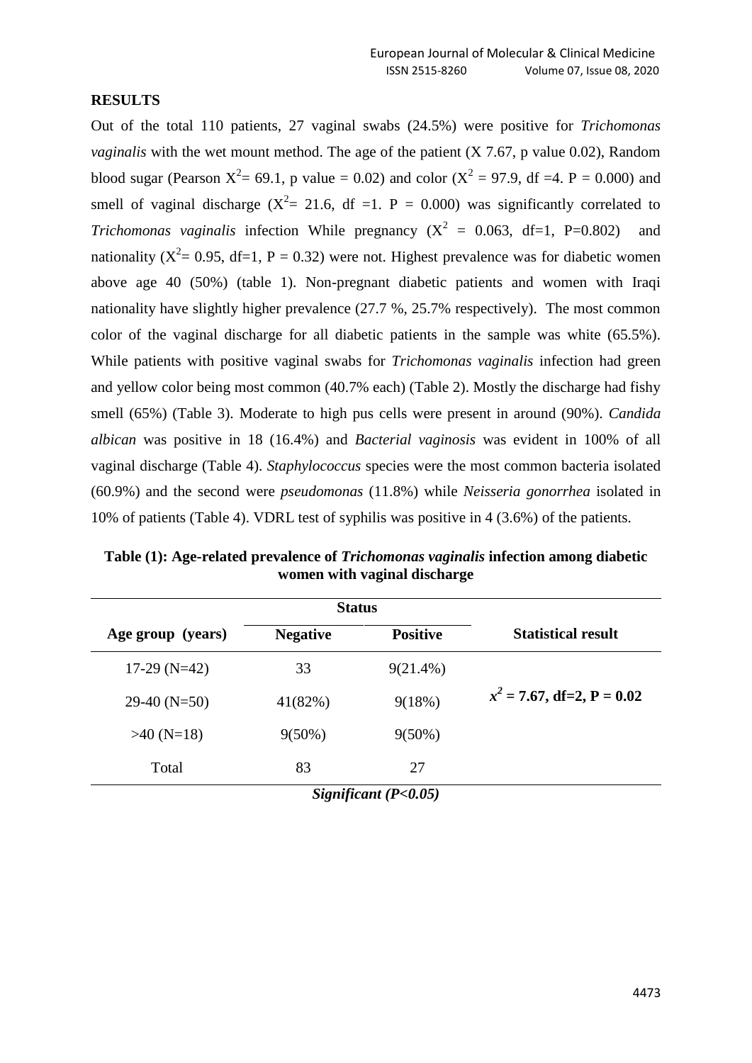## RESULTS

Out of the total 110 patients, 27 vaginal swabs (24.5%) were positive for *Trichomonas vaginalis* with the wet mount method. The age of the patient (X 7.67, p value 0.02), Random blood sugar (Pearson $X^2$= 69.1, p value = 0.02) and color ($X^2$ = 97.9, df =4. P = 0.000) and smell of vaginal discharge ($X^2$= 21.6, df =1. P = 0.000) was significantly correlated to *Trichomonas vaginalis* infection While pregnancy ($X^2$ = 0.063, df=1, P=0.802) and nationality ($X^2$= 0.95, df=1, P = 0.32) were not. Highest prevalence was for diabetic women above age 40 (50%) (table 1). Non-pregnant diabetic patients and women with Iraqi nationality have slightly higher prevalence (27.7 %, 25.7% respectively). The most common color of the vaginal discharge for all diabetic patients in the sample was white (65.5%). While patients with positive vaginal swabs for *Trichomonas vaginalis* infection had green and yellow color being most common (40.7% each) (Table 2). Mostly the discharge had fishy smell (65%) (Table 3). Moderate to high pus cells were present in around (90%). *Candida albican* was positive in 18 (16.4%) and *Bacterial vaginosis* was evident in 100% of all vaginal discharge (Table 4). *Staphylococcus* species were the most common bacteria isolated (60.9%) and the second were *pseudomonas* (11.8%) while *Neisseria gonorrhea* isolated in 10% of patients (Table 4). VDRL test of syphilis was positive in 4 (3.6%) of the patients.

**Table (1): Age-related prevalence of *Trichomonas vaginalis* infection among diabetic women with vaginal discharge**

| Age group (years) | Status | | Statistical result |
|---|---|---|---|
| | **Negative** | **Positive** | |
| 17-29 (N=42) | 33 | 9(21.4%) | |
| 29-40 (N=50) | 41(82%) | 9(18%) | $x^2$ = 7.67, df=2, P = 0.02 |
| >40 (N=18) | 9(50%) | 9(50%) | |
| Total | 83 | 27 | |

***Significant (P<0.05)***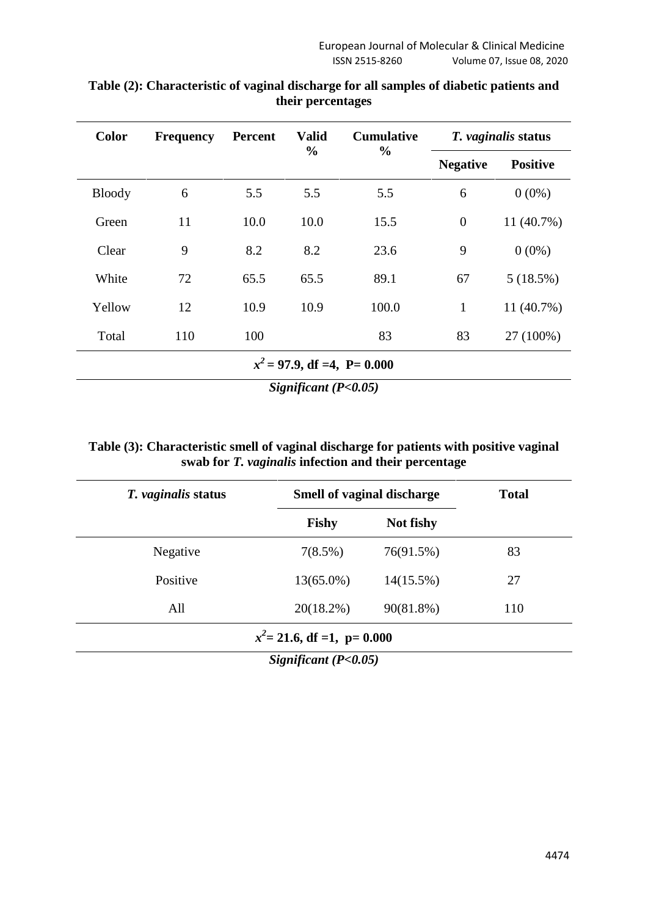**Table (2): Characteristic of vaginal discharge for all samples of diabetic patients and their percentages**

| Color | Frequency | Percent | Valid % | Cumulative % | *T. vaginalis* status | |
|---|---|---|---|---|---|---|
| | | | | | Negative | Positive |
| Bloody | 6 | 5.5 | 5.5 | 5.5 | 6 | 0 (0%) |
| Green | 11 | 10.0 | 10.0 | 15.5 | 0 | 11 (40.7%) |
| Clear | 9 | 8.2 | 8.2 | 23.6 | 9 | 0 (0%) |
| White | 72 | 65.5 | 65.5 | 89.1 | 67 | 5 (18.5%) |
| Yellow | 12 | 10.9 | 10.9 | 100.0 | 1 | 11 (40.7%) |
| Total | 110 | 100 | | 83 | 83 | 27 (100%) |

**$x^2$ = 97.9, df =4, P= 0.000**

***Significant (P<0.05)***

**Table (3): Characteristic smell of vaginal discharge for patients with positive vaginal swab for *T. vaginalis* infection and their percentage**

| *T. vaginalis* status | Smell of vaginal discharge | | Total |
|---|---|---|---|
| | Fishy | Not fishy | |
| Negative | 7(8.5%) | 76(91.5%) | 83 |
| Positive | 13(65.0%) | 14(15.5%) | 27 |
| All | 20(18.2%) | 90(81.8%) | 110 |

**$x^2$= 21.6, df =1, p= 0.000**

***Significant (P<0.05)***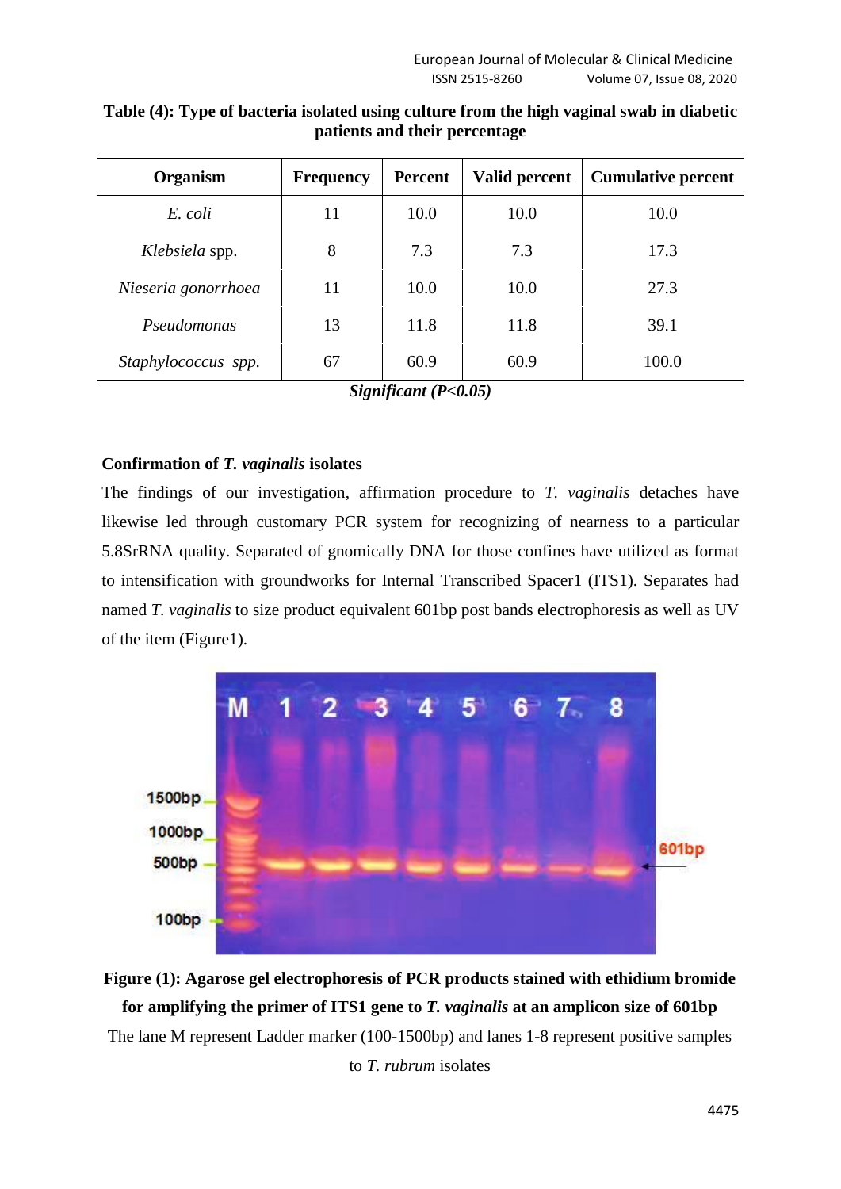**Table (4): Type of bacteria isolated using culture from the high vaginal swab in diabetic patients and their percentage**

| Organism | Frequency | Percent | Valid percent | Cumulative percent |
|---|---|---|---|---|
| *E. coli* | 11 | 10.0 | 10.0 | 10.0 |
| *Klebsiela* spp. | 8 | 7.3 | 7.3 | 17.3 |
| *Nieseria gonorrhoea* | 11 | 10.0 | 10.0 | 27.3 |
| *Pseudomonas* | 13 | 11.8 | 11.8 | 39.1 |
| *Staphylococcus spp.* | 67 | 60.9 | 60.9 | 100.0 |

***Significant ($P<0.05$)***

**Confirmation of *T. vaginalis* isolates**

The findings of our investigation, affirmation procedure to *T. vaginalis* detaches have likewise led through customary PCR system for recognizing of nearness to a particular 5.8SrRNA quality. Separated of gnomically DNA for those confines have utilized as format to intensification with groundworks for Internal Transcribed Spacer1 (ITS1). Separates had named *T. vaginalis* to size product equivalent 601bp post bands electrophoresis as well as UV of the item (Figure1).

**Figure (1): Agarose gel electrophoresis of PCR products stained with ethidium bromide for amplifying the primer of ITS1 gene to *T. vaginalis* at an amplicon size of 601bp**

The lane M represent Ladder marker (100-1500bp) and lanes 1-8 represent positive samples to *T. rubrum* isolates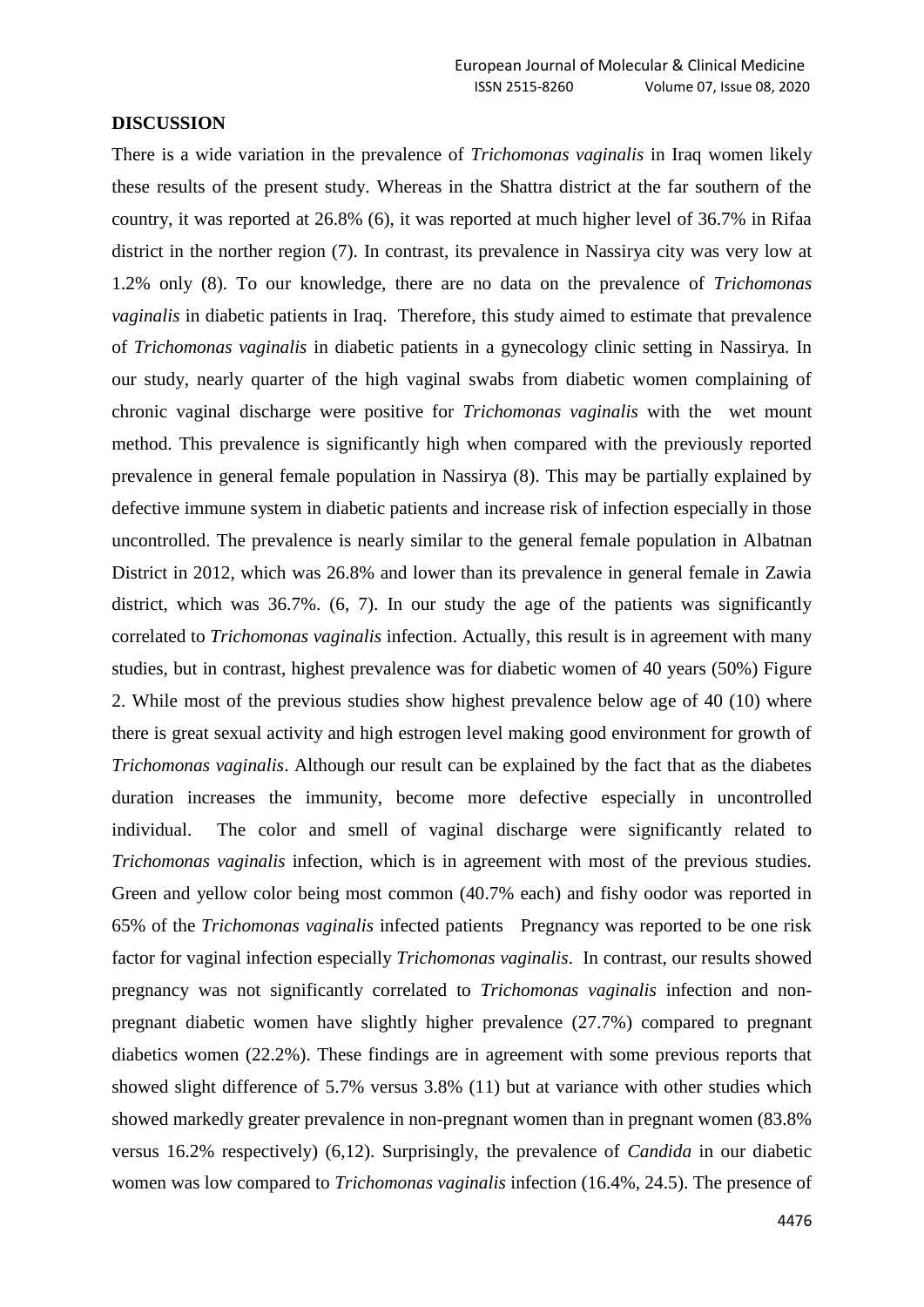## DISCUSSION

There is a wide variation in the prevalence of *Trichomonas vaginalis* in Iraq women likely these results of the present study. Whereas in the Shattra district at the far southern of the country, it was reported at 26.8% (6), it was reported at much higher level of 36.7% in Rifaa district in the norther region (7). In contrast, its prevalence in Nassirya city was very low at 1.2% only (8). To our knowledge, there are no data on the prevalence of *Trichomonas vaginalis* in diabetic patients in Iraq. Therefore, this study aimed to estimate that prevalence of *Trichomonas vaginalis* in diabetic patients in a gynecology clinic setting in Nassirya. In our study, nearly quarter of the high vaginal swabs from diabetic women complaining of chronic vaginal discharge were positive for *Trichomonas vaginalis* with the wet mount method. This prevalence is significantly high when compared with the previously reported prevalence in general female population in Nassirya (8). This may be partially explained by defective immune system in diabetic patients and increase risk of infection especially in those uncontrolled. The prevalence is nearly similar to the general female population in Albatnan District in 2012, which was 26.8% and lower than its prevalence in general female in Zawia district, which was 36.7%. (6, 7). In our study the age of the patients was significantly correlated to *Trichomonas vaginalis* infection. Actually, this result is in agreement with many studies, but in contrast, highest prevalence was for diabetic women of 40 years (50%) Figure 2. While most of the previous studies show highest prevalence below age of 40 (10) where there is great sexual activity and high estrogen level making good environment for growth of *Trichomonas vaginalis*. Although our result can be explained by the fact that as the diabetes duration increases the immunity, become more defective especially in uncontrolled individual. The color and smell of vaginal discharge were significantly related to *Trichomonas vaginalis* infection, which is in agreement with most of the previous studies. Green and yellow color being most common (40.7% each) and fishy oodor was reported in 65% of the *Trichomonas vaginalis* infected patients Pregnancy was reported to be one risk factor for vaginal infection especially *Trichomonas vaginalis*. In contrast, our results showed pregnancy was not significantly correlated to *Trichomonas vaginalis* infection and non-pregnant diabetic women have slightly higher prevalence (27.7%) compared to pregnant diabetics women (22.2%). These findings are in agreement with some previous reports that showed slight difference of 5.7% versus 3.8% (11) but at variance with other studies which showed markedly greater prevalence in non-pregnant women than in pregnant women (83.8% versus 16.2% respectively) (6,12). Surprisingly, the prevalence of *Candida* in our diabetic women was low compared to *Trichomonas vaginalis* infection (16.4%, 24.5). The presence of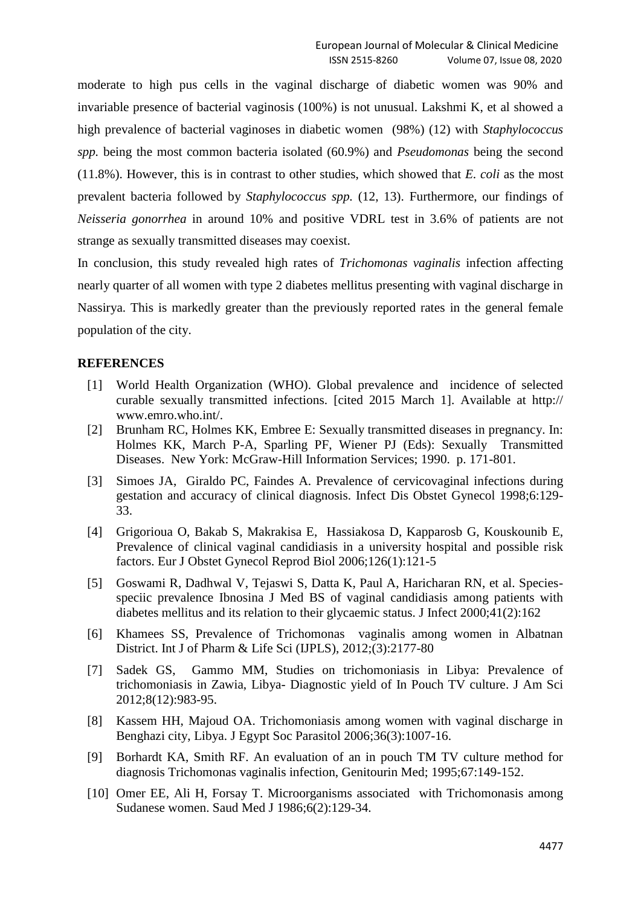moderate to high pus cells in the vaginal discharge of diabetic women was 90% and invariable presence of bacterial vaginosis (100%) is not unusual. Lakshmi K, et al showed a high prevalence of bacterial vaginoses in diabetic women (98%) (12) with *Staphylococcus spp.* being the most common bacteria isolated (60.9%) and *Pseudomonas* being the second (11.8%). However, this is in contrast to other studies, which showed that *E. coli* as the most prevalent bacteria followed by *Staphylococcus spp.* (12, 13). Furthermore, our findings of *Neisseria gonorrhea* in around 10% and positive VDRL test in 3.6% of patients are not strange as sexually transmitted diseases may coexist.

In conclusion, this study revealed high rates of *Trichomonas vaginalis* infection affecting nearly quarter of all women with type 2 diabetes mellitus presenting with vaginal discharge in Nassirya. This is markedly greater than the previously reported rates in the general female population of the city.

## REFERENCES

[1] World Health Organization (WHO). Global prevalence and incidence of selected curable sexually transmitted infections. [cited 2015 March 1]. Available at http:// www.emro.who.int/.

[2] Brunham RC, Holmes KK, Embree E: Sexually transmitted diseases in pregnancy. In: Holmes KK, March P-A, Sparling PF, Wiener PJ (Eds): Sexually Transmitted Diseases. New York: McGraw-Hill Information Services; 1990. p. 171-801.

[3] Simoes JA, Giraldo PC, Faindes A. Prevalence of cervicovaginal infections during gestation and accuracy of clinical diagnosis. Infect Dis Obstet Gynecol 1998;6:129-33.

[4] Grigorioua O, Bakab S, Makrakisa E, Hassiakosa D, Kapparosb G, Kouskounib E, Prevalence of clinical vaginal candidiasis in a university hospital and possible risk factors. Eur J Obstet Gynecol Reprod Biol 2006;126(1):121-5

[5] Goswami R, Dadhwal V, Tejaswi S, Datta K, Paul A, Haricharan RN, et al. Species-speciic prevalence Ibnosina J Med BS of vaginal candidiasis among patients with diabetes mellitus and its relation to their glycaemic status. J Infect 2000;41(2):162

[6] Khamees SS, Prevalence of Trichomonas vaginalis among women in Albatnan District. Int J of Pharm & Life Sci (IJPLS), 2012;(3):2177-80

[7] Sadek GS, Gammo MM, Studies on trichomoniasis in Libya: Prevalence of trichomoniasis in Zawia, Libya- Diagnostic yield of In Pouch TV culture. J Am Sci 2012;8(12):983-95.

[8] Kassem HH, Majoud OA. Trichomoniasis among women with vaginal discharge in Benghazi city, Libya. J Egypt Soc Parasitol 2006;36(3):1007-16.

[9] Borhardt KA, Smith RF. An evaluation of an in pouch TM TV culture method for diagnosis Trichomonas vaginalis infection, Genitourin Med; 1995;67:149-152.

[10] Omer EE, Ali H, Forsay T. Microorganisms associated with Trichomonasis among Sudanese women. Saud Med J 1986;6(2):129-34.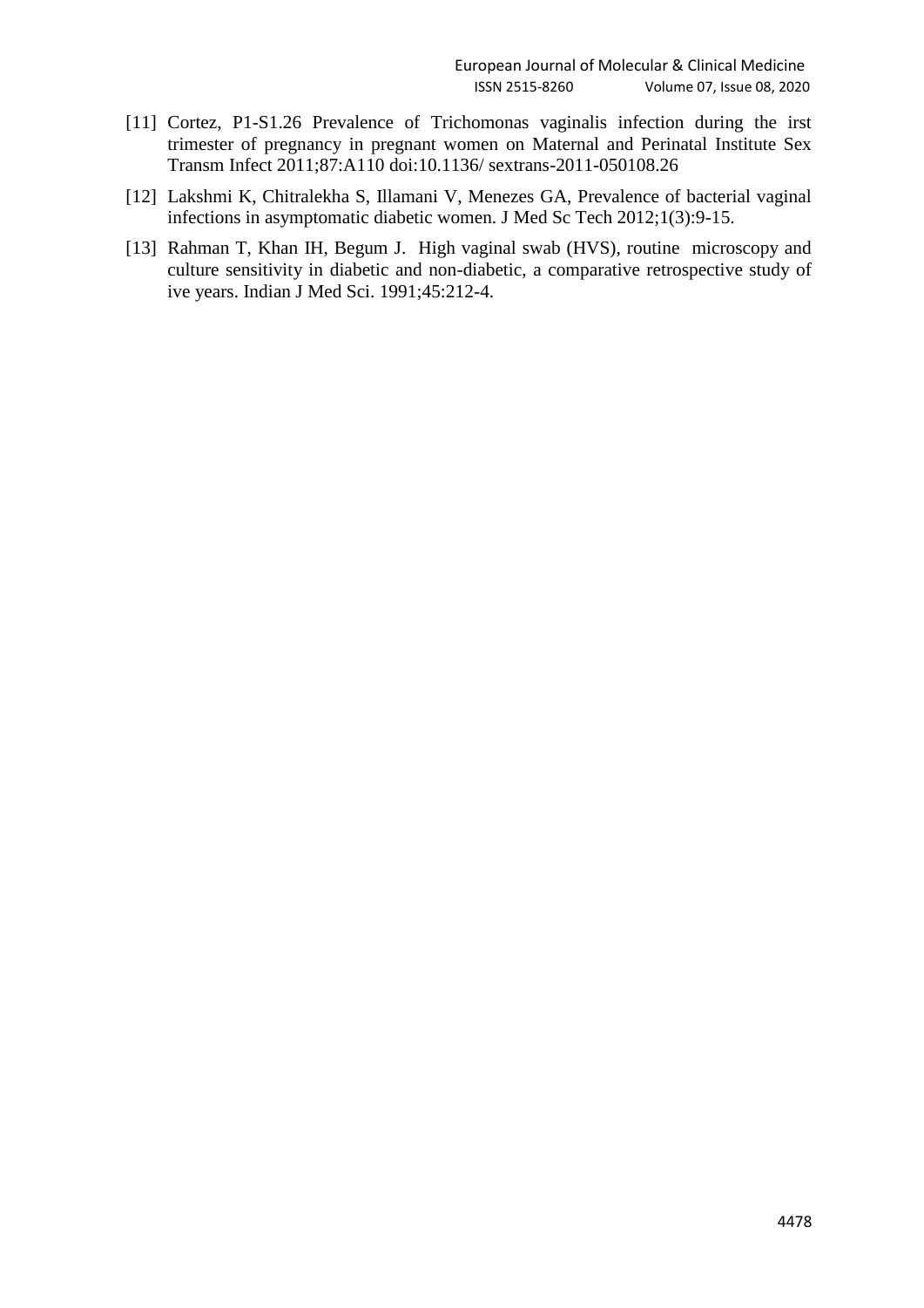[11] Cortez, P1-S1.26 Prevalence of Trichomonas vaginalis infection during the irst trimester of pregnancy in pregnant women on Maternal and Perinatal Institute Sex Transm Infect 2011;87:A110 doi:10.1136/ sextrans-2011-050108.26

[12] Lakshmi K, Chitralekha S, Illamani V, Menezes GA, Prevalence of bacterial vaginal infections in asymptomatic diabetic women. J Med Sc Tech 2012;1(3):9-15.

[13] Rahman T, Khan IH, Begum J. High vaginal swab (HVS), routine microscopy and culture sensitivity in diabetic and non-diabetic, a comparative retrospective study of ive years. Indian J Med Sci. 1991;45:212-4.